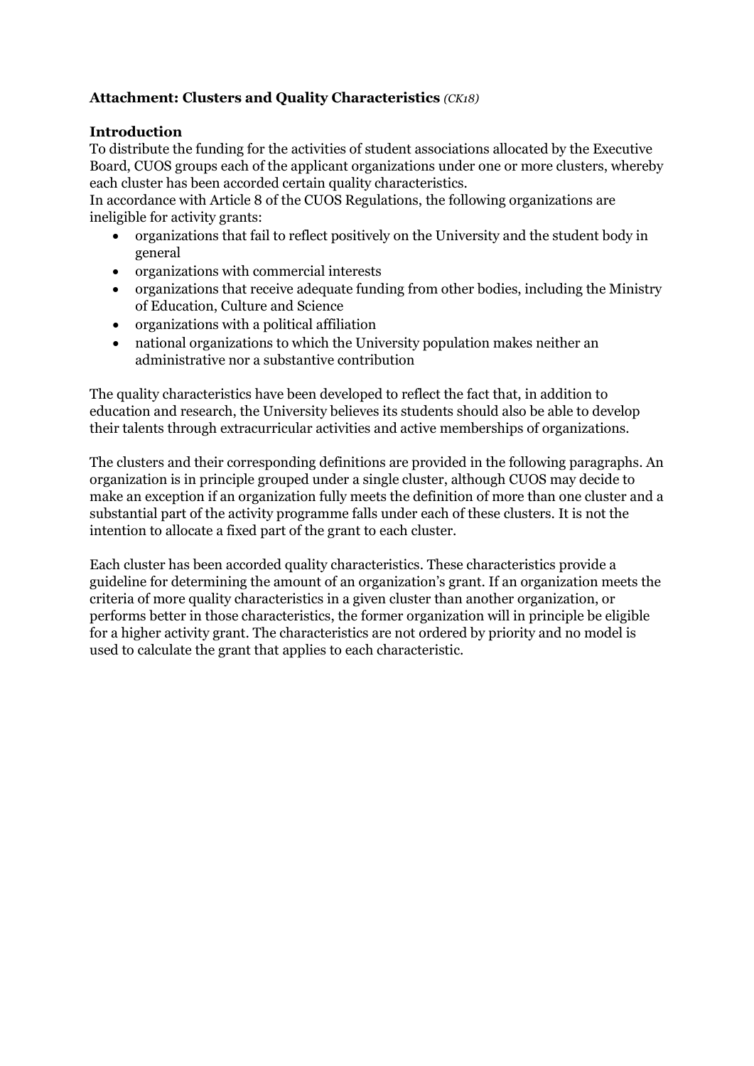## **Attachment: Clusters and Quality Characteristics** *(CK18)*

### **Introduction**

To distribute the funding for the activities of student associations allocated by the Executive Board, CUOS groups each of the applicant organizations under one or more clusters, whereby each cluster has been accorded certain quality characteristics.
In accordance with Article 8 of the CUOS Regulations, the following organizations are ineligible for activity grants:

- organizations that fail to reflect positively on the University and the student body in general
- organizations with commercial interests
- organizations that receive adequate funding from other bodies, including the Ministry of Education, Culture and Science
- organizations with a political affiliation
- national organizations to which the University population makes neither an administrative nor a substantive contribution

The quality characteristics have been developed to reflect the fact that, in addition to education and research, the University believes its students should also be able to develop their talents through extracurricular activities and active memberships of organizations.

The clusters and their corresponding definitions are provided in the following paragraphs. An organization is in principle grouped under a single cluster, although CUOS may decide to make an exception if an organization fully meets the definition of more than one cluster and a substantial part of the activity programme falls under each of these clusters. It is not the intention to allocate a fixed part of the grant to each cluster.

Each cluster has been accorded quality characteristics. These characteristics provide a guideline for determining the amount of an organization's grant. If an organization meets the criteria of more quality characteristics in a given cluster than another organization, or performs better in those characteristics, the former organization will in principle be eligible for a higher activity grant. The characteristics are not ordered by priority and no model is used to calculate the grant that applies to each characteristic.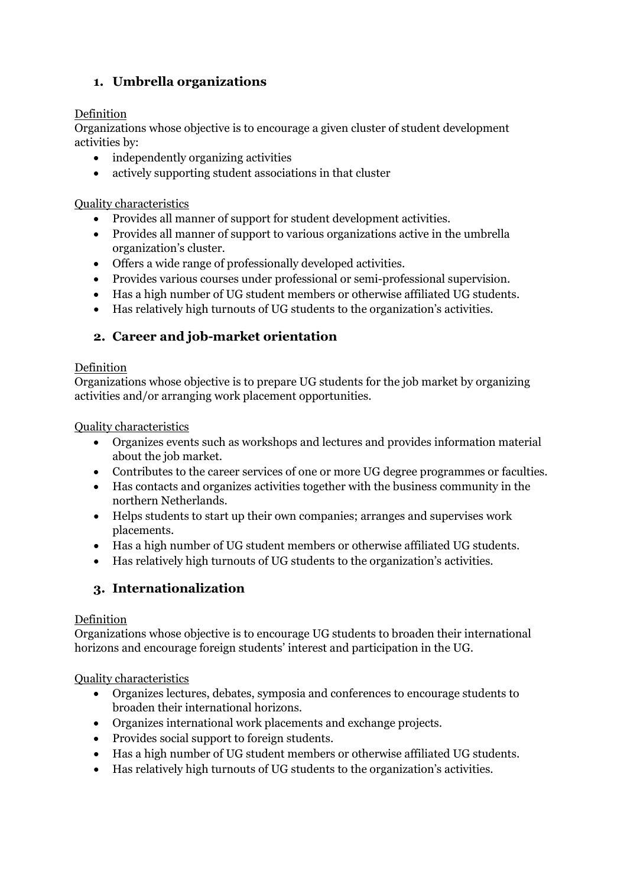## 1. Umbrella organizations

Definition

Organizations whose objective is to encourage a given cluster of student development activities by:

- independently organizing activities
- actively supporting student associations in that cluster

Quality characteristics

- Provides all manner of support for student development activities.
- Provides all manner of support to various organizations active in the umbrella organization's cluster.
- Offers a wide range of professionally developed activities.
- Provides various courses under professional or semi-professional supervision.
- Has a high number of UG student members or otherwise affiliated UG students.
- Has relatively high turnouts of UG students to the organization's activities.

## 2. Career and job-market orientation

Definition

Organizations whose objective is to prepare UG students for the job market by organizing activities and/or arranging work placement opportunities.

Quality characteristics

- Organizes events such as workshops and lectures and provides information material about the job market.
- Contributes to the career services of one or more UG degree programmes or faculties.
- Has contacts and organizes activities together with the business community in the northern Netherlands.
- Helps students to start up their own companies; arranges and supervises work placements.
- Has a high number of UG student members or otherwise affiliated UG students.
- Has relatively high turnouts of UG students to the organization's activities.

## 3. Internationalization

Definition

Organizations whose objective is to encourage UG students to broaden their international horizons and encourage foreign students' interest and participation in the UG.

Quality characteristics

- Organizes lectures, debates, symposia and conferences to encourage students to broaden their international horizons.
- Organizes international work placements and exchange projects.
- Provides social support to foreign students.
- Has a high number of UG student members or otherwise affiliated UG students.
- Has relatively high turnouts of UG students to the organization's activities.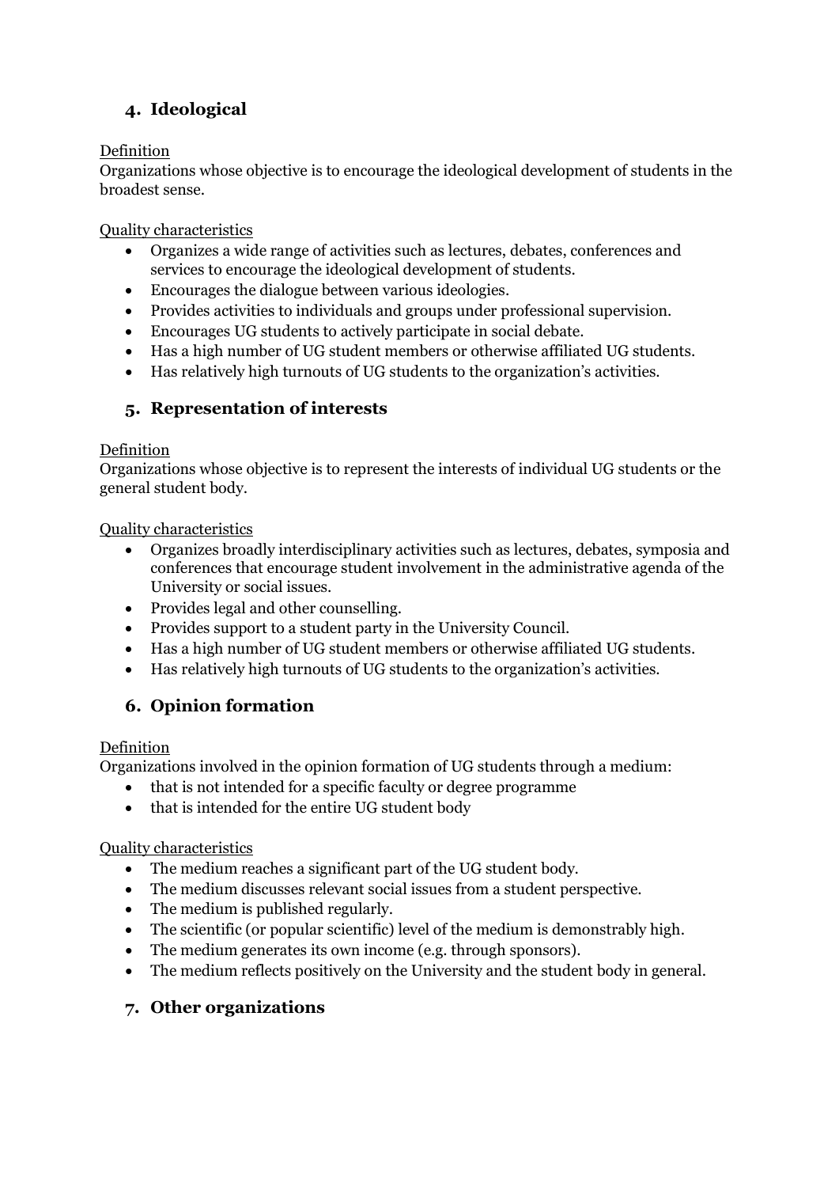## 4. Ideological

<u>Definition</u>

Organizations whose objective is to encourage the ideological development of students in the broadest sense.

<u>Quality characteristics</u>

- Organizes a wide range of activities such as lectures, debates, conferences and services to encourage the ideological development of students.
- Encourages the dialogue between various ideologies.
- Provides activities to individuals and groups under professional supervision.
- Encourages UG students to actively participate in social debate.
- Has a high number of UG student members or otherwise affiliated UG students.
- Has relatively high turnouts of UG students to the organization's activities.

## 5. Representation of interests

<u>Definition</u>

Organizations whose objective is to represent the interests of individual UG students or the general student body.

<u>Quality characteristics</u>

- Organizes broadly interdisciplinary activities such as lectures, debates, symposia and conferences that encourage student involvement in the administrative agenda of the University or social issues.
- Provides legal and other counselling.
- Provides support to a student party in the University Council.
- Has a high number of UG student members or otherwise affiliated UG students.
- Has relatively high turnouts of UG students to the organization's activities.

## 6. Opinion formation

<u>Definition</u>

Organizations involved in the opinion formation of UG students through a medium:

- that is not intended for a specific faculty or degree programme
- that is intended for the entire UG student body

<u>Quality characteristics</u>

- The medium reaches a significant part of the UG student body.
- The medium discusses relevant social issues from a student perspective.
- The medium is published regularly.
- The scientific (or popular scientific) level of the medium is demonstrably high.
- The medium generates its own income (e.g. through sponsors).
- The medium reflects positively on the University and the student body in general.

## 7. Other organizations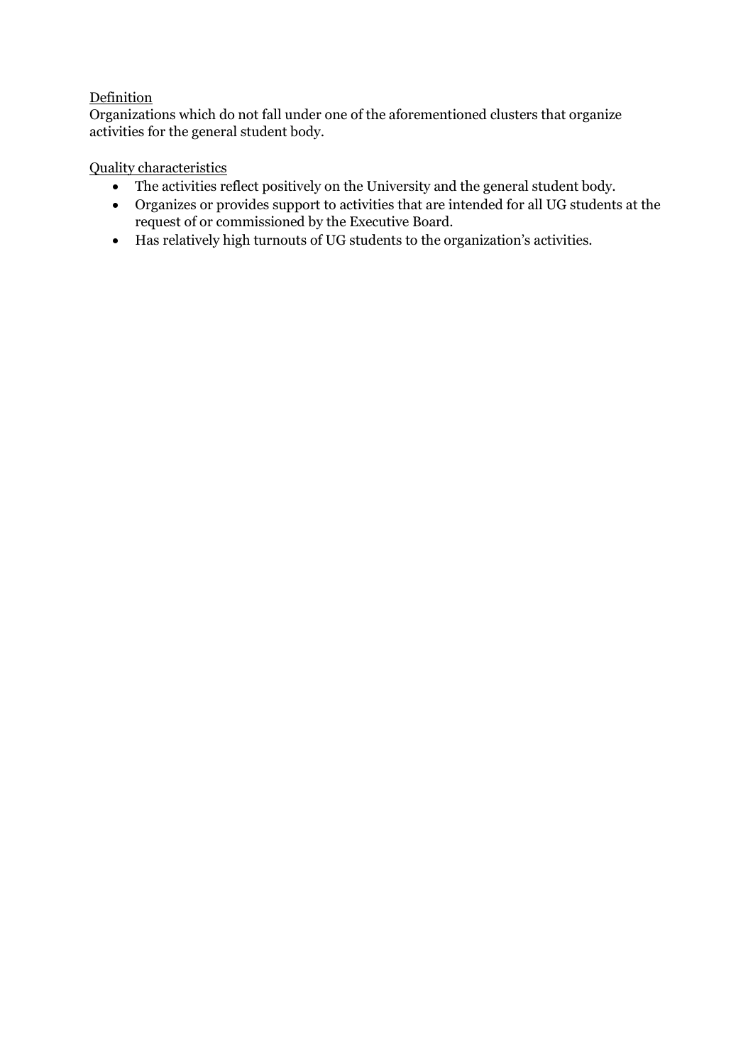<u>Definition</u>
Organizations which do not fall under one of the aforementioned clusters that organize activities for the general student body.

<u>Quality characteristics</u>

- The activities reflect positively on the University and the general student body.
- Organizes or provides support to activities that are intended for all UG students at the request of or commissioned by the Executive Board.
- Has relatively high turnouts of UG students to the organization's activities.